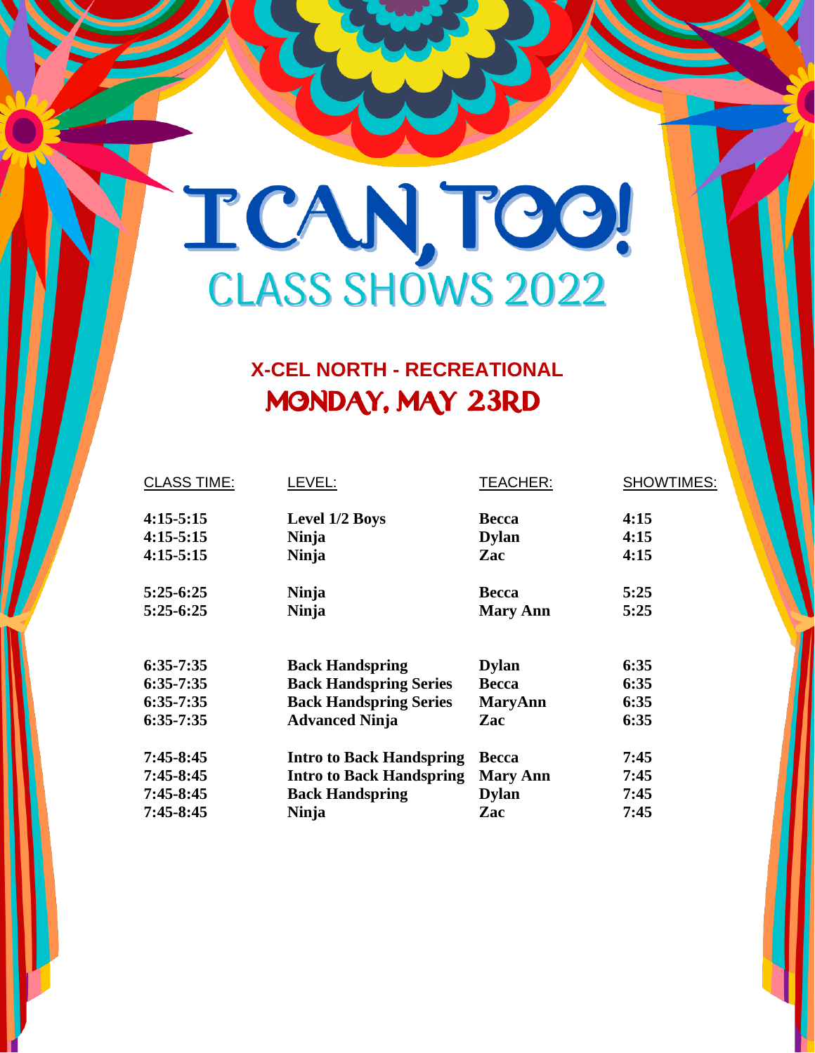# I CAN, TOO!

## CLASS SHOWS 2022

### X-CEL NORTH - RECREATIONAL

### MONDAY, MAY 23RD

| CLASS TIME: | LEVEL: | TEACHER: | SHOWTIMES: |
|---|---|---|---|
| **4:15-5:15** | **Level 1/2 Boys** | **Becca** | **4:15** |
| **4:15-5:15** | **Ninja** | **Dylan** | **4:15** |
| **4:15-5:15** | **Ninja** | **Zac** | **4:15** |
| **5:25-6:25** | **Ninja** | **Becca** | **5:25** |
| **5:25-6:25** | **Ninja** | **Mary Ann** | **5:25** |
| **6:35-7:35** | **Back Handspring** | **Dylan** | **6:35** |
| **6:35-7:35** | **Back Handspring Series** | **Becca** | **6:35** |
| **6:35-7:35** | **Back Handspring Series** | **MaryAnn** | **6:35** |
| **6:35-7:35** | **Advanced Ninja** | **Zac** | **6:35** |
| **7:45-8:45** | **Intro to Back Handspring** | **Becca** | **7:45** |
| **7:45-8:45** | **Intro to Back Handspring** | **Mary Ann** | **7:45** |
| **7:45-8:45** | **Back Handspring** | **Dylan** | **7:45** |
| **7:45-8:45** | **Ninja** | **Zac** | **7:45** |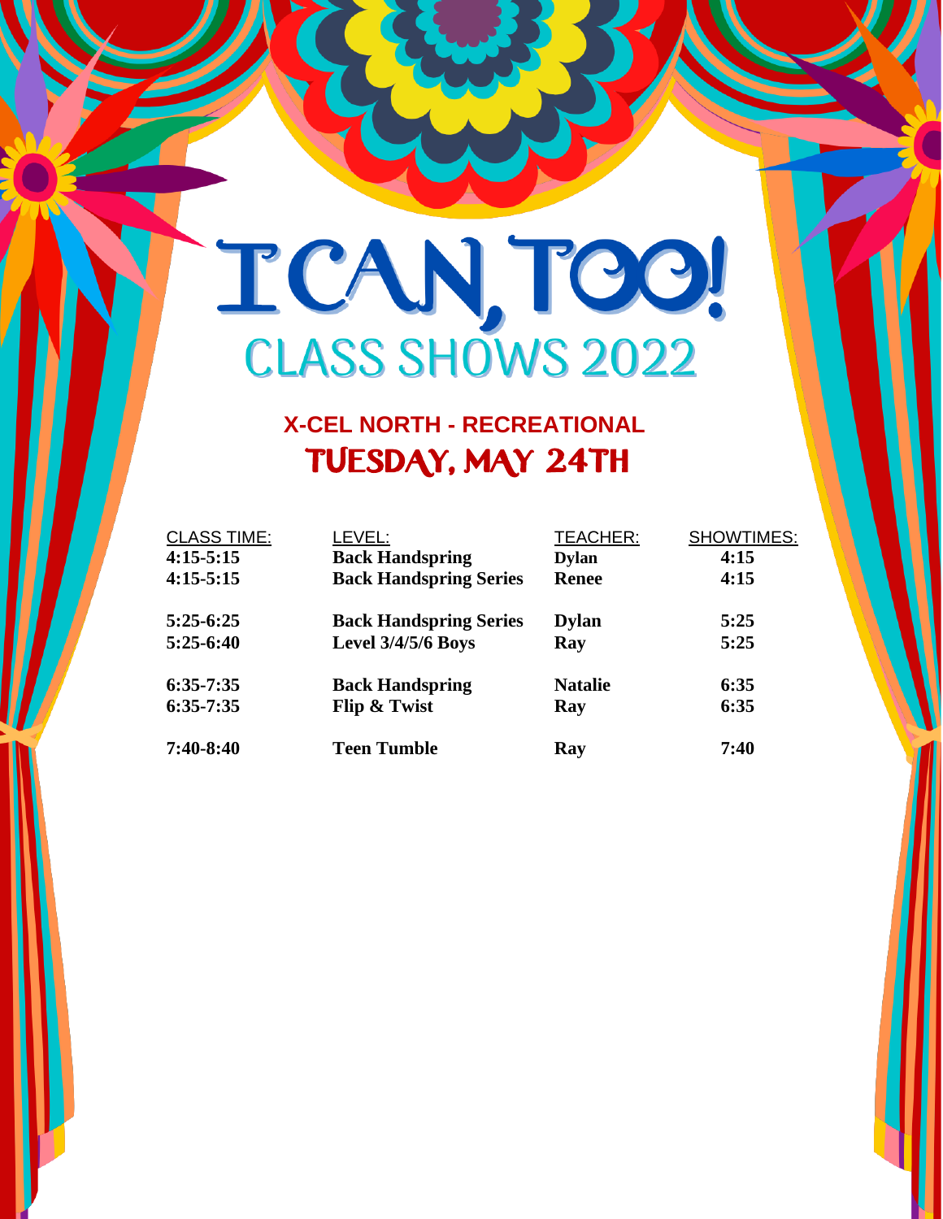# I CAN, TOO!

## CLASS SHOWS 2022

### X-CEL NORTH - RECREATIONAL

### TUESDAY, MAY 24TH

| CLASS TIME: | LEVEL: | TEACHER: | SHOWTIMES: |
|---|---|---|---|
| **4:15-5:15** | **Back Handspring** | **Dylan** | **4:15** |
| **4:15-5:15** | **Back Handspring Series** | **Renee** | **4:15** |
| **5:25-6:25** | **Back Handspring Series** | **Dylan** | **5:25** |
| **5:25-6:40** | **Level 3/4/5/6 Boys** | **Ray** | **5:25** |
| **6:35-7:35** | **Back Handspring** | **Natalie** | **6:35** |
| **6:35-7:35** | **Flip & Twist** | **Ray** | **6:35** |
| **7:40-8:40** | **Teen Tumble** | **Ray** | **7:40** |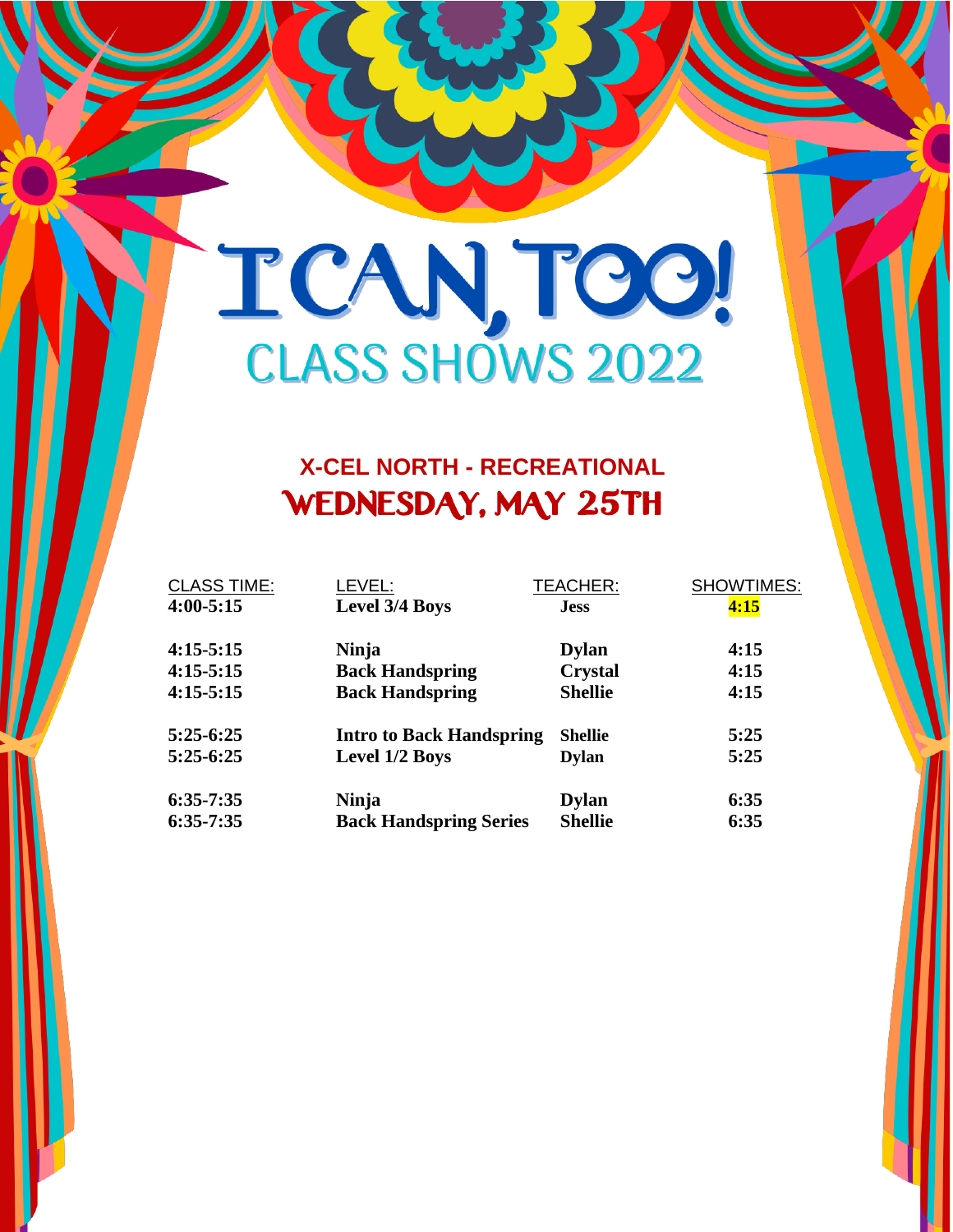# I CAN, TOO!

## CLASS SHOWS 2022

### X-CEL NORTH - RECREATIONAL

### WEDNESDAY, MAY 25TH

| CLASS TIME: | LEVEL: | TEACHER: | SHOWTIMES: |
|---|---|---|---|
| **4:00-5:15** | **Level 3/4 Boys** | **Jess** | **4:15** |
| **4:15-5:15** | **Ninja** | **Dylan** | **4:15** |
| **4:15-5:15** | **Back Handspring** | **Crystal** | **4:15** |
| **4:15-5:15** | **Back Handspring** | **Shellie** | **4:15** |
| **5:25-6:25** | **Intro to Back Handspring** | **Shellie** | **5:25** |
| **5:25-6:25** | **Level 1/2 Boys** | **Dylan** | **5:25** |
| **6:35-7:35** | **Ninja** | **Dylan** | **6:35** |
| **6:35-7:35** | **Back Handspring Series** | **Shellie** | **6:35** |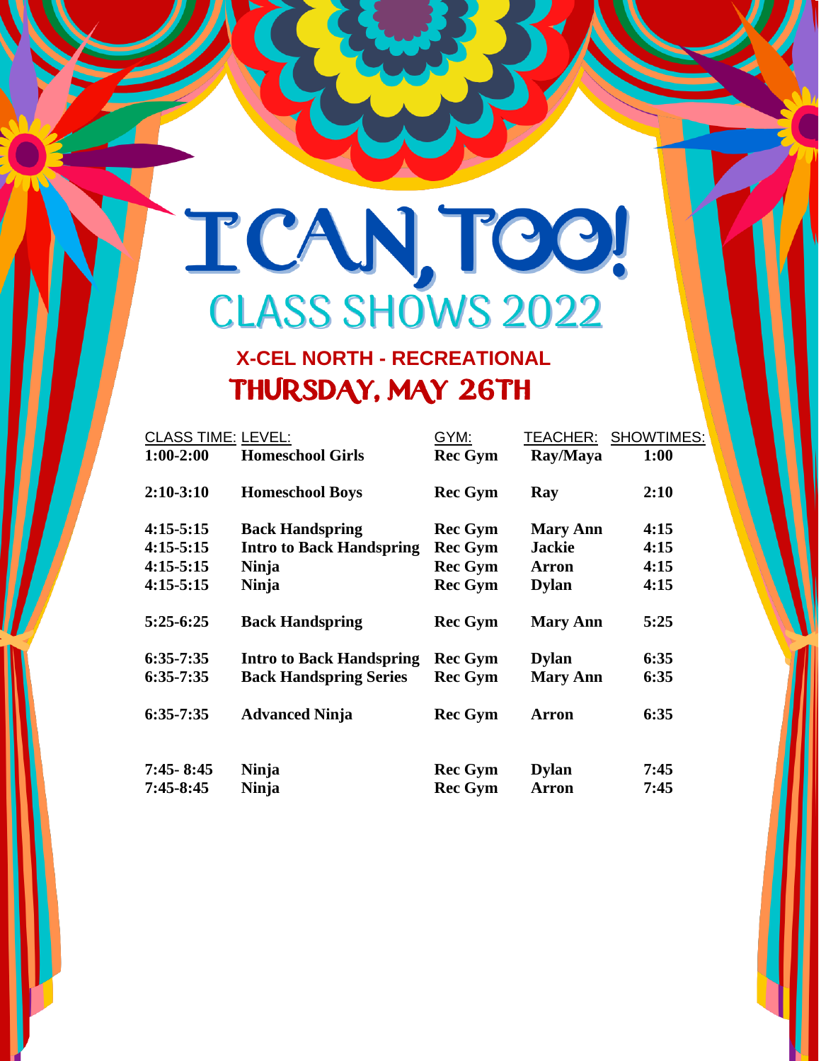# I CAN, TOO!

## CLASS SHOWS 2022

### X-CEL NORTH - RECREATIONAL

### THURSDAY, MAY 26TH

| CLASS TIME: | LEVEL: | GYM: | TEACHER: | SHOWTIMES: |
|---|---|---|---|---|
| **1:00-2:00** | **Homeschool Girls** | **Rec Gym** | **Ray/Maya** | **1:00** |
| **2:10-3:10** | **Homeschool Boys** | **Rec Gym** | **Ray** | **2:10** |
| **4:15-5:15** | **Back Handspring** | **Rec Gym** | **Mary Ann** | **4:15** |
| **4:15-5:15** | **Intro to Back Handspring** | **Rec Gym** | **Jackie** | **4:15** |
| **4:15-5:15** | **Ninja** | **Rec Gym** | **Arron** | **4:15** |
| **4:15-5:15** | **Ninja** | **Rec Gym** | **Dylan** | **4:15** |
| **5:25-6:25** | **Back Handspring** | **Rec Gym** | **Mary Ann** | **5:25** |
| **6:35-7:35** | **Intro to Back Handspring** | **Rec Gym** | **Dylan** | **6:35** |
| **6:35-7:35** | **Back Handspring Series** | **Rec Gym** | **Mary Ann** | **6:35** |
| **6:35-7:35** | **Advanced Ninja** | **Rec Gym** | **Arron** | **6:35** |
| **7:45- 8:45** | **Ninja** | **Rec Gym** | **Dylan** | **7:45** |
| **7:45-8:45** | **Ninja** | **Rec Gym** | **Arron** | **7:45** |